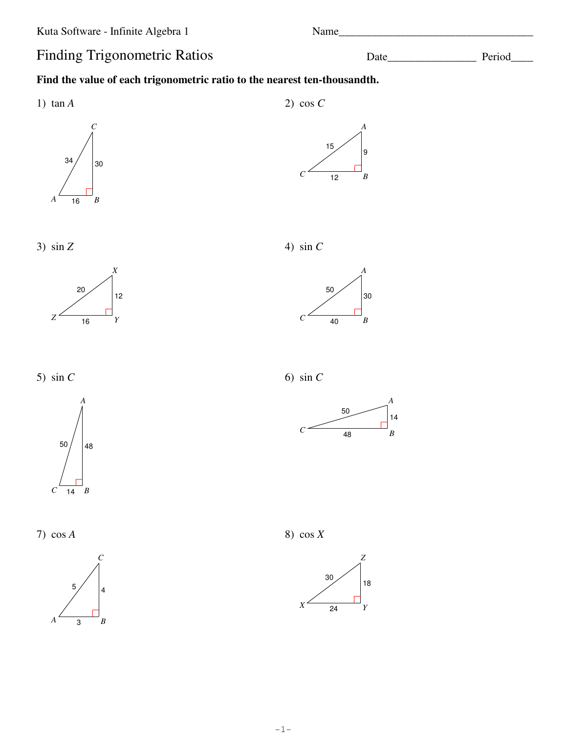Kuta Software - Infinite Algebra 1

Name___________________________________

# Finding Trigonometric Ratios

Date________________ Period____

**Find the value of each trigonometric ratio to the nearest ten-thousandth.**

1) $\tan A$

C, 34, 30, A, 16, B

2) $\cos C$

A, 15, 9, C, 12, B

3) $\sin Z$

X, 20, 12, Z, 16, Y

4) $\sin C$

A, 50, 30, C, 40, B

5) $\sin C$

A, 50, 48, C, 14, B

6) $\sin C$

A, 50, 14, C, 48, B

7) $\cos A$

C, 5, 4, A, 3, B

8) $\cos X$

Z, 30, 18, X, 24, Y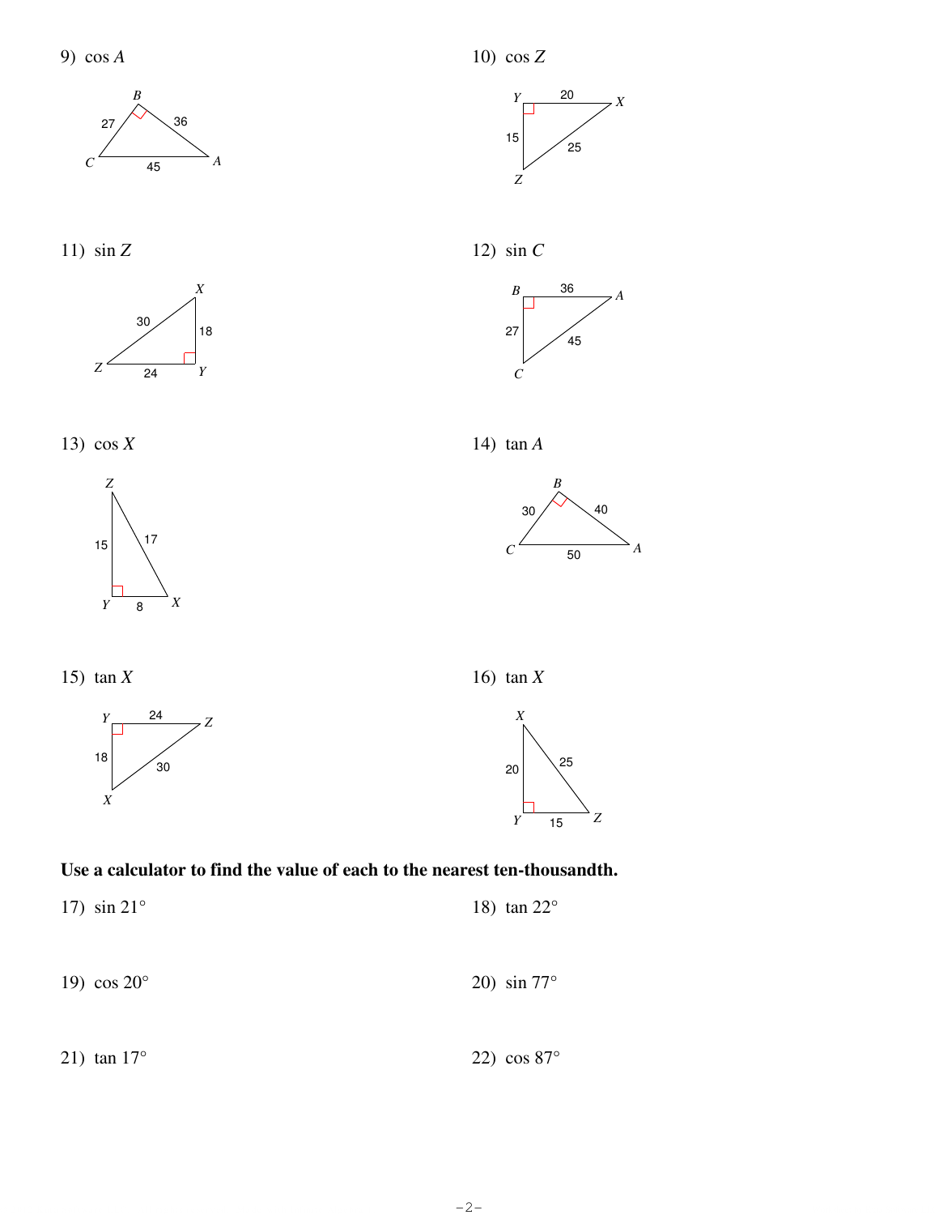9) $\cos A$

10) $\cos Z$

11) $\sin Z$

12) $\sin C$

13) $\cos X$

14) $\tan A$

15) $\tan X$

16) $\tan X$

**Use a calculator to find the value of each to the nearest ten-thousandth.**

17) $\sin 21°$

18) $\tan 22°$

19) $\cos 20°$

20) $\sin 77°$

21) $\tan 17°$

22) $\cos 87°$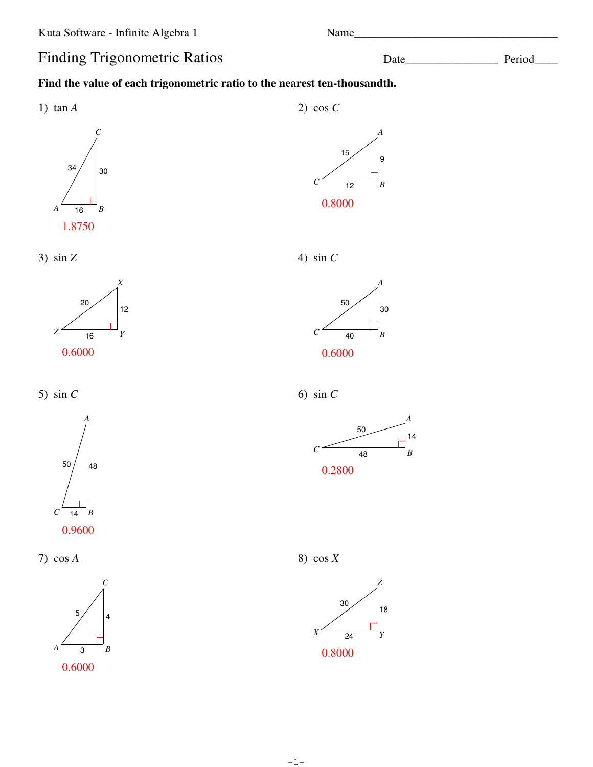Kuta Software - Infinite Algebra 1

Name\_\_\_\_\_\_\_\_\_\_\_\_\_\_\_\_\_\_\_\_\_\_\_\_\_\_\_\_\_\_\_\_\_\_\_

# Finding Trigonometric Ratios

Date\_\_\_\_\_\_\_\_\_\_\_\_\_\_\_\_ Period\_\_\_\_

**Find the value of each trigonometric ratio to the nearest ten-thousandth.**

1) $\tan A$

Triangle $ABC$ with right angle at $B$: $AC = 34$, $BC = 30$, $AB = 16$

1.8750

2) $\cos C$

Triangle $ABC$ with right angle at $B$: $AC = 15$, $AB = 9$, $CB = 12$

0.8000

3) $\sin Z$

Triangle $XYZ$ with right angle at $Y$: $ZX = 20$, $XY = 12$, $ZY = 16$

0.6000

4) $\sin C$

Triangle $ABC$ with right angle at $B$: $AC = 50$, $AB = 30$, $CB = 40$

0.6000

5) $\sin C$

Triangle $ABC$ with right angle at $B$: $AC = 50$, $AB = 48$, $CB = 14$

0.9600

6) $\sin C$

Triangle $ABC$ with right angle at $B$: $AC = 50$, $AB = 14$, $CB = 48$

0.2800

7) $\cos A$

Triangle $ABC$ with right angle at $B$: $AC = 5$, $CB = 4$, $AB = 3$

0.6000

8) $\cos X$

Triangle $XYZ$ with right angle at $Y$: $XZ = 30$, $ZY = 18$, $XY = 24$

0.8000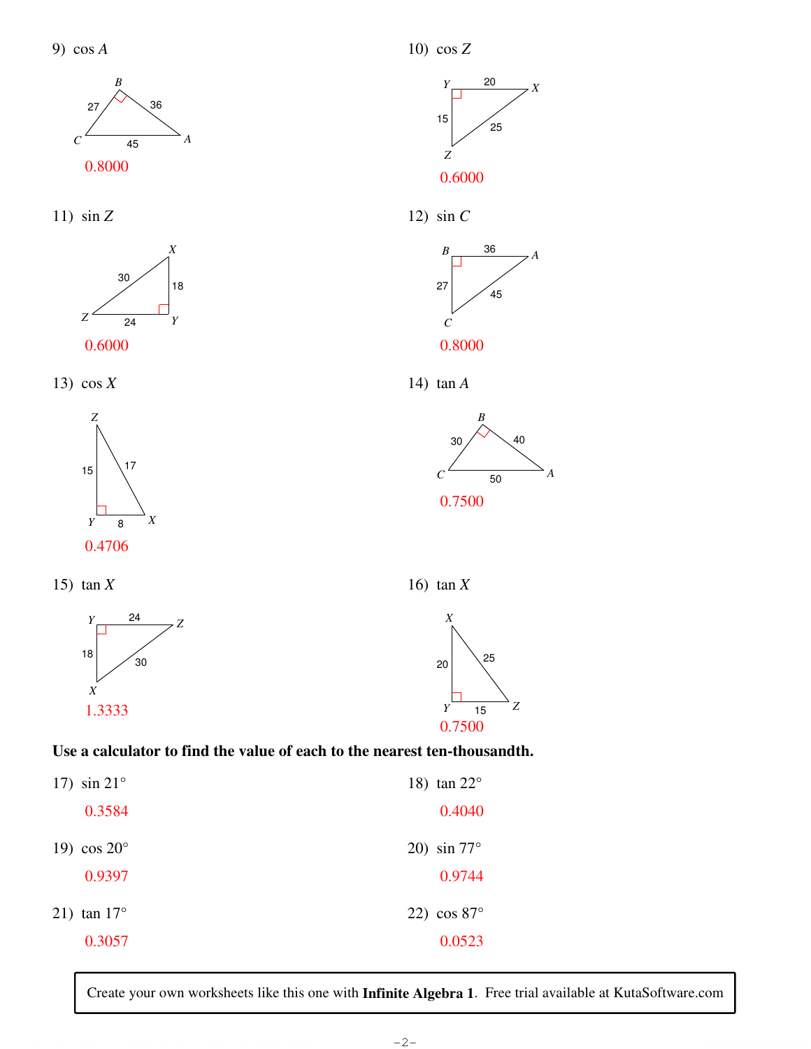9) $\cos A$

27, 36, 45

B, C, A

0.8000

10) $\cos Z$

Y, X, Z

20, 15, 25

0.6000

11) $\sin Z$

X, Z, Y

30, 18, 24

0.6000

12) $\sin C$

B, A, C

36, 27, 45

0.8000

13) $\cos X$

Z, Y, X

15, 17, 8

0.4706

14) $\tan A$

B, C, A

30, 40, 50

0.7500

15) $\tan X$

Y, Z, X

24, 18, 30

1.3333

16) $\tan X$

X, Y, Z

20, 25, 15

0.7500

**Use a calculator to find the value of each to the nearest ten-thousandth.**

17) $\sin 21°$

0.3584

18) $\tan 22°$

0.4040

19) $\cos 20°$

0.9397

20) $\sin 77°$

0.9744

21) $\tan 17°$

0.3057

22) $\cos 87°$

0.0523

Create your own worksheets like this one with **Infinite Algebra 1**. Free trial available at KutaSoftware.com